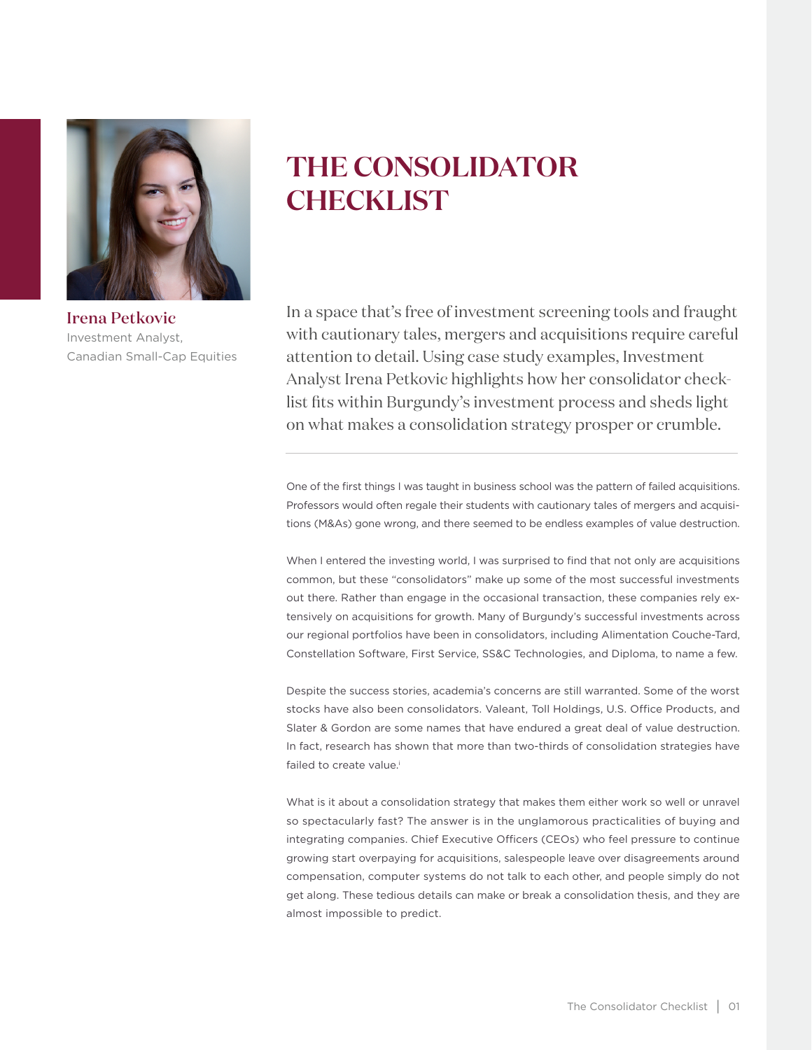# THE CONSOLIDATOR CHECKLIST

**Irena Petkovic**
Investment Analyst,
Canadian Small-Cap Equities

In a space that's free of investment screening tools and fraught with cautionary tales, mergers and acquisitions require careful attention to detail. Using case study examples, Investment Analyst Irena Petkovic highlights how her consolidator checklist fits within Burgundy's investment process and sheds light on what makes a consolidation strategy prosper or crumble.

---

One of the first things I was taught in business school was the pattern of failed acquisitions. Professors would often regale their students with cautionary tales of mergers and acquisitions (M&As) gone wrong, and there seemed to be endless examples of value destruction.

When I entered the investing world, I was surprised to find that not only are acquisitions common, but these "consolidators" make up some of the most successful investments out there. Rather than engage in the occasional transaction, these companies rely extensively on acquisitions for growth. Many of Burgundy's successful investments across our regional portfolios have been in consolidators, including Alimentation Couche-Tard, Constellation Software, First Service, SS&C Technologies, and Diploma, to name a few.

Despite the success stories, academia's concerns are still warranted. Some of the worst stocks have also been consolidators. Valeant, Toll Holdings, U.S. Office Products, and Slater & Gordon are some names that have endured a great deal of value destruction. In fact, research has shown that more than two-thirds of consolidation strategies have failed to create value.[i]

What is it about a consolidation strategy that makes them either work so well or unravel so spectacularly fast? The answer is in the unglamorous practicalities of buying and integrating companies. Chief Executive Officers (CEOs) who feel pressure to continue growing start overpaying for acquisitions, salespeople leave over disagreements around compensation, computer systems do not talk to each other, and people simply do not get along. These tedious details can make or break a consolidation thesis, and they are almost impossible to predict.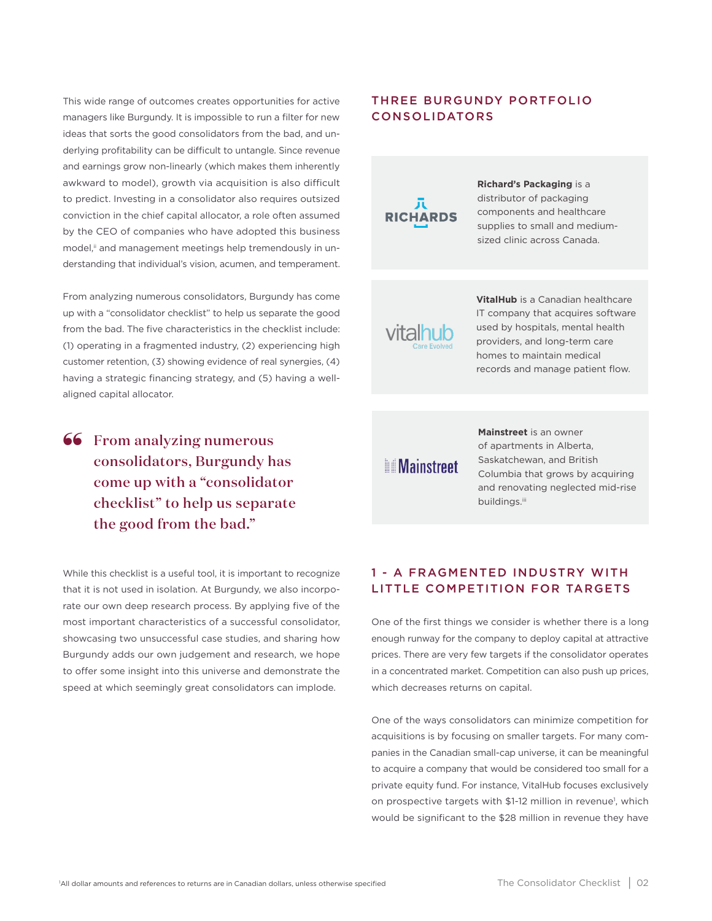This wide range of outcomes creates opportunities for active managers like Burgundy. It is impossible to run a filter for new ideas that sorts the good consolidators from the bad, and underlying profitability can be difficult to untangle. Since revenue and earnings grow non-linearly (which makes them inherently awkward to model), growth via acquisition is also difficult to predict. Investing in a consolidator also requires outsized conviction in the chief capital allocator, a role often assumed by the CEO of companies who have adopted this business model,[ii] and management meetings help tremendously in understanding that individual's vision, acumen, and temperament.

From analyzing numerous consolidators, Burgundy has come up with a "consolidator checklist" to help us separate the good from the bad. The five characteristics in the checklist include: (1) operating in a fragmented industry, (2) experiencing high customer retention, (3) showing evidence of real synergies, (4) having a strategic financing strategy, and (5) having a well-aligned capital allocator.

> "From analyzing numerous consolidators, Burgundy has come up with a "consolidator checklist" to help us separate the good from the bad."

While this checklist is a useful tool, it is important to recognize that it is not used in isolation. At Burgundy, we also incorporate our own deep research process. By applying five of the most important characteristics of a successful consolidator, showcasing two unsuccessful case studies, and sharing how Burgundy adds our own judgement and research, we hope to offer some insight into this universe and demonstrate the speed at which seemingly great consolidators can implode.

## THREE BURGUNDY PORTFOLIO CONSOLIDATORS

RICHARDS

**Richard's Packaging** is a distributor of packaging components and healthcare supplies to small and medium-sized clinic across Canada.

vitalhub Care Evolved

**VitalHub** is a Canadian healthcare IT company that acquires software used by hospitals, mental health providers, and long-term care homes to maintain medical records and manage patient flow.

Mainstreet

**Mainstreet** is an owner of apartments in Alberta, Saskatchewan, and British Columbia that grows by acquiring and renovating neglected mid-rise buildings.[iii]

## 1 - A FRAGMENTED INDUSTRY WITH LITTLE COMPETITION FOR TARGETS

One of the first things we consider is whether there is a long enough runway for the company to deploy capital at attractive prices. There are very few targets if the consolidator operates in a concentrated market. Competition can also push up prices, which decreases returns on capital.

One of the ways consolidators can minimize competition for acquisitions is by focusing on smaller targets. For many companies in the Canadian small-cap universe, it can be meaningful to acquire a company that would be considered too small for a private equity fund. For instance, VitalHub focuses exclusively on prospective targets with $1-12 million in revenue[1], which would be significant to the $28 million in revenue they have

[1]All dollar amounts and references to returns are in Canadian dollars, unless otherwise specified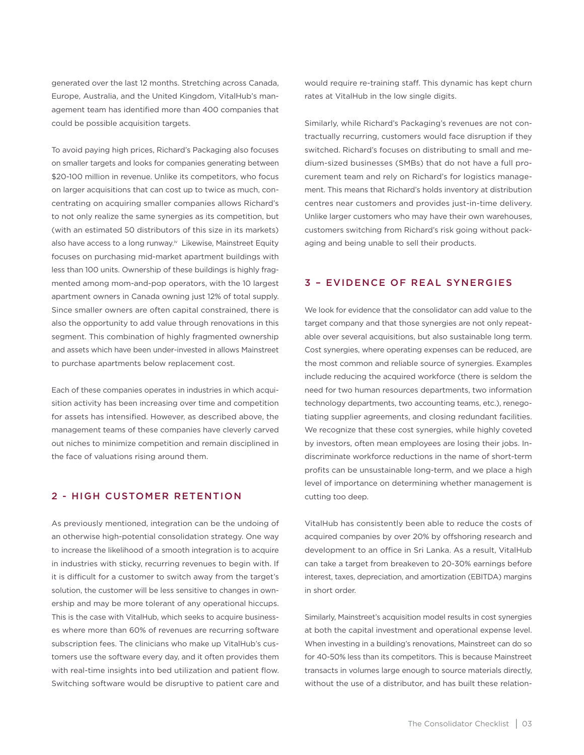generated over the last 12 months. Stretching across Canada, Europe, Australia, and the United Kingdom, VitalHub's management team has identified more than 400 companies that could be possible acquisition targets.

To avoid paying high prices, Richard's Packaging also focuses on smaller targets and looks for companies generating between $20-100 million in revenue. Unlike its competitors, who focus on larger acquisitions that can cost up to twice as much, concentrating on acquiring smaller companies allows Richard's to not only realize the same synergies as its competition, but (with an estimated 50 distributors of this size in its markets) also have access to a long runway.[iv] Likewise, Mainstreet Equity focuses on purchasing mid-market apartment buildings with less than 100 units. Ownership of these buildings is highly fragmented among mom-and-pop operators, with the 10 largest apartment owners in Canada owning just 12% of total supply. Since smaller owners are often capital constrained, there is also the opportunity to add value through renovations in this segment. This combination of highly fragmented ownership and assets which have been under-invested in allows Mainstreet to purchase apartments below replacement cost.

Each of these companies operates in industries in which acquisition activity has been increasing over time and competition for assets has intensified. However, as described above, the management teams of these companies have cleverly carved out niches to minimize competition and remain disciplined in the face of valuations rising around them.

## 2 - HIGH CUSTOMER RETENTION

As previously mentioned, integration can be the undoing of an otherwise high-potential consolidation strategy. One way to increase the likelihood of a smooth integration is to acquire in industries with sticky, recurring revenues to begin with. If it is difficult for a customer to switch away from the target's solution, the customer will be less sensitive to changes in ownership and may be more tolerant of any operational hiccups. This is the case with VitalHub, which seeks to acquire businesses where more than 60% of revenues are recurring software subscription fees. The clinicians who make up VitalHub's customers use the software every day, and it often provides them with real-time insights into bed utilization and patient flow. Switching software would be disruptive to patient care and would require re-training staff. This dynamic has kept churn rates at VitalHub in the low single digits.

Similarly, while Richard's Packaging's revenues are not contractually recurring, customers would face disruption if they switched. Richard's focuses on distributing to small and medium-sized businesses (SMBs) that do not have a full procurement team and rely on Richard's for logistics management. This means that Richard's holds inventory at distribution centres near customers and provides just-in-time delivery. Unlike larger customers who may have their own warehouses, customers switching from Richard's risk going without packaging and being unable to sell their products.

## 3 – EVIDENCE OF REAL SYNERGIES

We look for evidence that the consolidator can add value to the target company and that those synergies are not only repeatable over several acquisitions, but also sustainable long term. Cost synergies, where operating expenses can be reduced, are the most common and reliable source of synergies. Examples include reducing the acquired workforce (there is seldom the need for two human resources departments, two information technology departments, two accounting teams, etc.), renegotiating supplier agreements, and closing redundant facilities. We recognize that these cost synergies, while highly coveted by investors, often mean employees are losing their jobs. Indiscriminate workforce reductions in the name of short-term profits can be unsustainable long-term, and we place a high level of importance on determining whether management is cutting too deep.

VitalHub has consistently been able to reduce the costs of acquired companies by over 20% by offshoring research and development to an office in Sri Lanka. As a result, VitalHub can take a target from breakeven to 20-30% earnings before interest, taxes, depreciation, and amortization (EBITDA) margins in short order.

Similarly, Mainstreet's acquisition model results in cost synergies at both the capital investment and operational expense level. When investing in a building's renovations, Mainstreet can do so for 40-50% less than its competitors. This is because Mainstreet transacts in volumes large enough to source materials directly, without the use of a distributor, and has built these relation-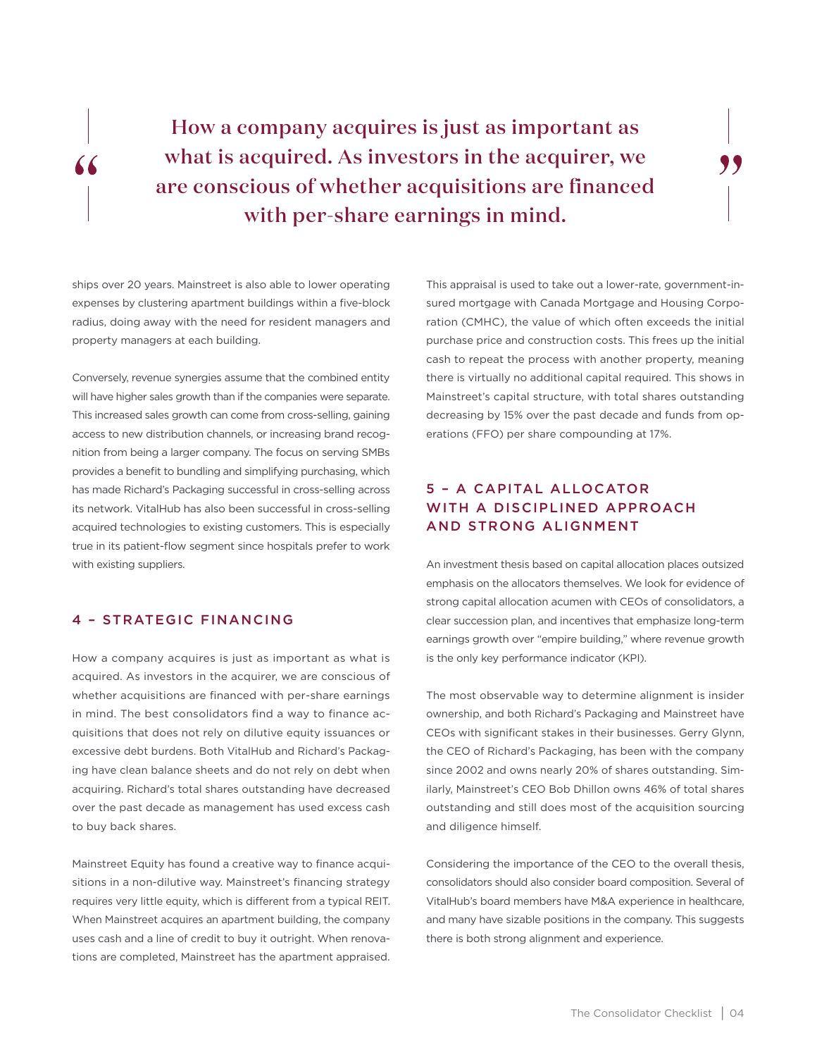> How a company acquires is just as important as what is acquired. As investors in the acquirer, we are conscious of whether acquisitions are financed with per-share earnings in mind.

ships over 20 years. Mainstreet is also able to lower operating expenses by clustering apartment buildings within a five-block radius, doing away with the need for resident managers and property managers at each building.

Conversely, revenue synergies assume that the combined entity will have higher sales growth than if the companies were separate. This increased sales growth can come from cross-selling, gaining access to new distribution channels, or increasing brand recognition from being a larger company. The focus on serving SMBs provides a benefit to bundling and simplifying purchasing, which has made Richard's Packaging successful in cross-selling across its network. VitalHub has also been successful in cross-selling acquired technologies to existing customers. This is especially true in its patient-flow segment since hospitals prefer to work with existing suppliers.

## 4 – STRATEGIC FINANCING

How a company acquires is just as important as what is acquired. As investors in the acquirer, we are conscious of whether acquisitions are financed with per-share earnings in mind. The best consolidators find a way to finance acquisitions that does not rely on dilutive equity issuances or excessive debt burdens. Both VitalHub and Richard's Packaging have clean balance sheets and do not rely on debt when acquiring. Richard's total shares outstanding have decreased over the past decade as management has used excess cash to buy back shares.

Mainstreet Equity has found a creative way to finance acquisitions in a non-dilutive way. Mainstreet's financing strategy requires very little equity, which is different from a typical REIT. When Mainstreet acquires an apartment building, the company uses cash and a line of credit to buy it outright. When renovations are completed, Mainstreet has the apartment appraised. This appraisal is used to take out a lower-rate, government-insured mortgage with Canada Mortgage and Housing Corporation (CMHC), the value of which often exceeds the initial purchase price and construction costs. This frees up the initial cash to repeat the process with another property, meaning there is virtually no additional capital required. This shows in Mainstreet's capital structure, with total shares outstanding decreasing by 15% over the past decade and funds from operations (FFO) per share compounding at 17%.

## 5 – A CAPITAL ALLOCATOR WITH A DISCIPLINED APPROACH AND STRONG ALIGNMENT

An investment thesis based on capital allocation places outsized emphasis on the allocators themselves. We look for evidence of strong capital allocation acumen with CEOs of consolidators, a clear succession plan, and incentives that emphasize long-term earnings growth over "empire building," where revenue growth is the only key performance indicator (KPI).

The most observable way to determine alignment is insider ownership, and both Richard's Packaging and Mainstreet have CEOs with significant stakes in their businesses. Gerry Glynn, the CEO of Richard's Packaging, has been with the company since 2002 and owns nearly 20% of shares outstanding. Similarly, Mainstreet's CEO Bob Dhillon owns 46% of total shares outstanding and still does most of the acquisition sourcing and diligence himself.

Considering the importance of the CEO to the overall thesis, consolidators should also consider board composition. Several of VitalHub's board members have M&A experience in healthcare, and many have sizable positions in the company. This suggests there is both strong alignment and experience.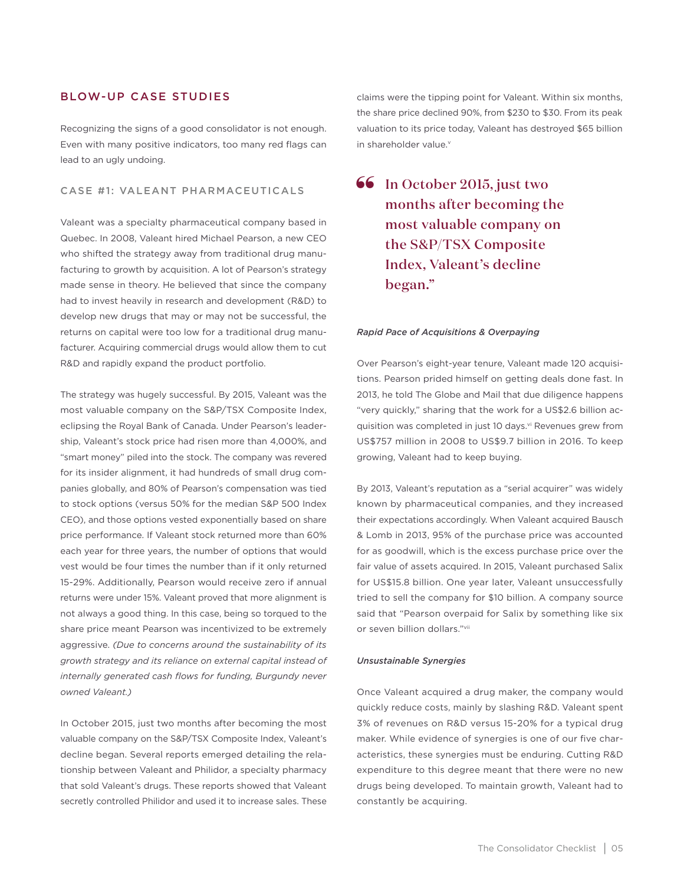## BLOW-UP CASE STUDIES

Recognizing the signs of a good consolidator is not enough. Even with many positive indicators, too many red flags can lead to an ugly undoing.

### CASE #1: VALEANT PHARMACEUTICALS

Valeant was a specialty pharmaceutical company based in Quebec. In 2008, Valeant hired Michael Pearson, a new CEO who shifted the strategy away from traditional drug manufacturing to growth by acquisition. A lot of Pearson's strategy made sense in theory. He believed that since the company had to invest heavily in research and development (R&D) to develop new drugs that may or may not be successful, the returns on capital were too low for a traditional drug manufacturer. Acquiring commercial drugs would allow them to cut R&D and rapidly expand the product portfolio.

The strategy was hugely successful. By 2015, Valeant was the most valuable company on the S&P/TSX Composite Index, eclipsing the Royal Bank of Canada. Under Pearson's leadership, Valeant's stock price had risen more than 4,000%, and "smart money" piled into the stock. The company was revered for its insider alignment, it had hundreds of small drug companies globally, and 80% of Pearson's compensation was tied to stock options (versus 50% for the median S&P 500 Index CEO), and those options vested exponentially based on share price performance. If Valeant stock returned more than 60% each year for three years, the number of options that would vest would be four times the number than if it only returned 15-29%. Additionally, Pearson would receive zero if annual returns were under 15%. Valeant proved that more alignment is not always a good thing. In this case, being so torqued to the share price meant Pearson was incentivized to be extremely aggressive. *(Due to concerns around the sustainability of its growth strategy and its reliance on external capital instead of internally generated cash flows for funding, Burgundy never owned Valeant.)*

In October 2015, just two months after becoming the most valuable company on the S&P/TSX Composite Index, Valeant's decline began. Several reports emerged detailing the relationship between Valeant and Philidor, a specialty pharmacy that sold Valeant's drugs. These reports showed that Valeant secretly controlled Philidor and used it to increase sales. These claims were the tipping point for Valeant. Within six months, the share price declined 90%, from $230 to $30. From its peak valuation to its price today, Valeant has destroyed $65 billion in shareholder value.[v]

> **"In October 2015, just two months after becoming the most valuable company on the S&P/TSX Composite Index, Valeant's decline began."**

*Rapid Pace of Acquisitions & Overpaying*

Over Pearson's eight-year tenure, Valeant made 120 acquisitions. Pearson prided himself on getting deals done fast. In 2013, he told The Globe and Mail that due diligence happens "very quickly," sharing that the work for a US$2.6 billion acquisition was completed in just 10 days.[vi] Revenues grew from US$757 million in 2008 to US$9.7 billion in 2016. To keep growing, Valeant had to keep buying.

By 2013, Valeant's reputation as a "serial acquirer" was widely known by pharmaceutical companies, and they increased their expectations accordingly. When Valeant acquired Bausch & Lomb in 2013, 95% of the purchase price was accounted for as goodwill, which is the excess purchase price over the fair value of assets acquired. In 2015, Valeant purchased Salix for US$15.8 billion. One year later, Valeant unsuccessfully tried to sell the company for $10 billion. A company source said that "Pearson overpaid for Salix by something like six or seven billion dollars."[vii]

*Unsustainable Synergies*

Once Valeant acquired a drug maker, the company would quickly reduce costs, mainly by slashing R&D. Valeant spent 3% of revenues on R&D versus 15-20% for a typical drug maker. While evidence of synergies is one of our five characteristics, these synergies must be enduring. Cutting R&D expenditure to this degree meant that there were no new drugs being developed. To maintain growth, Valeant had to constantly be acquiring.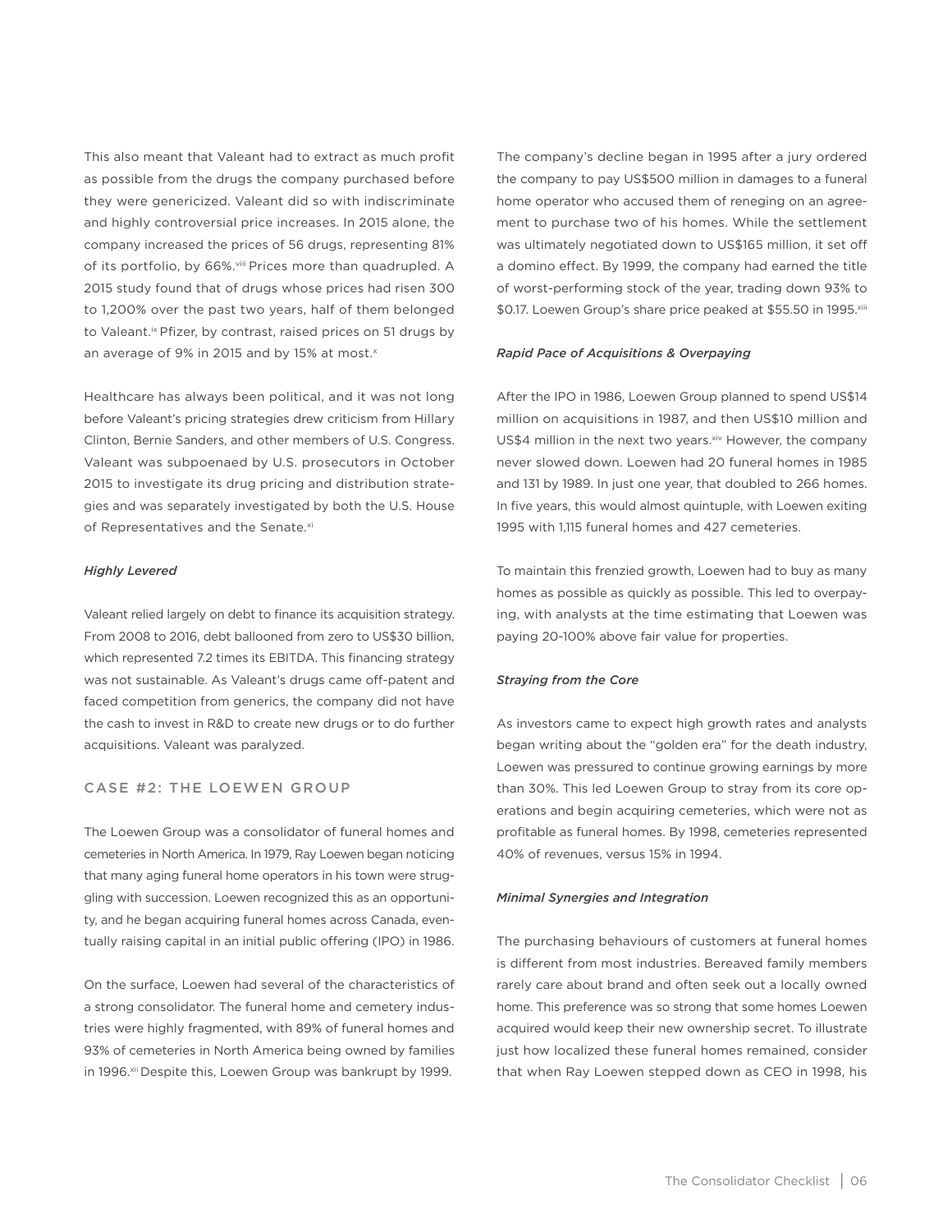This also meant that Valeant had to extract as much profit as possible from the drugs the company purchased before they were genericized. Valeant did so with indiscriminate and highly controversial price increases. In 2015 alone, the company increased the prices of 56 drugs, representing 81% of its portfolio, by 66%.[viii] Prices more than quadrupled. A 2015 study found that of drugs whose prices had risen 300 to 1,200% over the past two years, half of them belonged to Valeant.[ix] Pfizer, by contrast, raised prices on 51 drugs by an average of 9% in 2015 and by 15% at most.[x]

Healthcare has always been political, and it was not long before Valeant's pricing strategies drew criticism from Hillary Clinton, Bernie Sanders, and other members of U.S. Congress. Valeant was subpoenaed by U.S. prosecutors in October 2015 to investigate its drug pricing and distribution strategies and was separately investigated by both the U.S. House of Representatives and the Senate.[xi]

*Highly Levered*

Valeant relied largely on debt to finance its acquisition strategy. From 2008 to 2016, debt ballooned from zero to US$30 billion, which represented 7.2 times its EBITDA. This financing strategy was not sustainable. As Valeant's drugs came off-patent and faced competition from generics, the company did not have the cash to invest in R&D to create new drugs or to do further acquisitions. Valeant was paralyzed.

## CASE #2: THE LOEWEN GROUP

The Loewen Group was a consolidator of funeral homes and cemeteries in North America. In 1979, Ray Loewen began noticing that many aging funeral home operators in his town were struggling with succession. Loewen recognized this as an opportunity, and he began acquiring funeral homes across Canada, eventually raising capital in an initial public offering (IPO) in 1986.

On the surface, Loewen had several of the characteristics of a strong consolidator. The funeral home and cemetery industries were highly fragmented, with 89% of funeral homes and 93% of cemeteries in North America being owned by families in 1996.[xii] Despite this, Loewen Group was bankrupt by 1999.

The company's decline began in 1995 after a jury ordered the company to pay US$500 million in damages to a funeral home operator who accused them of reneging on an agreement to purchase two of his homes. While the settlement was ultimately negotiated down to US$165 million, it set off a domino effect. By 1999, the company had earned the title of worst-performing stock of the year, trading down 93% to $0.17. Loewen Group's share price peaked at $55.50 in 1995.[xiii]

*Rapid Pace of Acquisitions & Overpaying*

After the IPO in 1986, Loewen Group planned to spend US$14 million on acquisitions in 1987, and then US$10 million and US$4 million in the next two years.[xiv] However, the company never slowed down. Loewen had 20 funeral homes in 1985 and 131 by 1989. In just one year, that doubled to 266 homes. In five years, this would almost quintuple, with Loewen exiting 1995 with 1,115 funeral homes and 427 cemeteries.

To maintain this frenzied growth, Loewen had to buy as many homes as possible as quickly as possible. This led to overpaying, with analysts at the time estimating that Loewen was paying 20-100% above fair value for properties.

*Straying from the Core*

As investors came to expect high growth rates and analysts began writing about the "golden era" for the death industry, Loewen was pressured to continue growing earnings by more than 30%. This led Loewen Group to stray from its core operations and begin acquiring cemeteries, which were not as profitable as funeral homes. By 1998, cemeteries represented 40% of revenues, versus 15% in 1994.

*Minimal Synergies and Integration*

The purchasing behaviours of customers at funeral homes is different from most industries. Bereaved family members rarely care about brand and often seek out a locally owned home. This preference was so strong that some homes Loewen acquired would keep their new ownership secret. To illustrate just how localized these funeral homes remained, consider that when Ray Loewen stepped down as CEO in 1998, his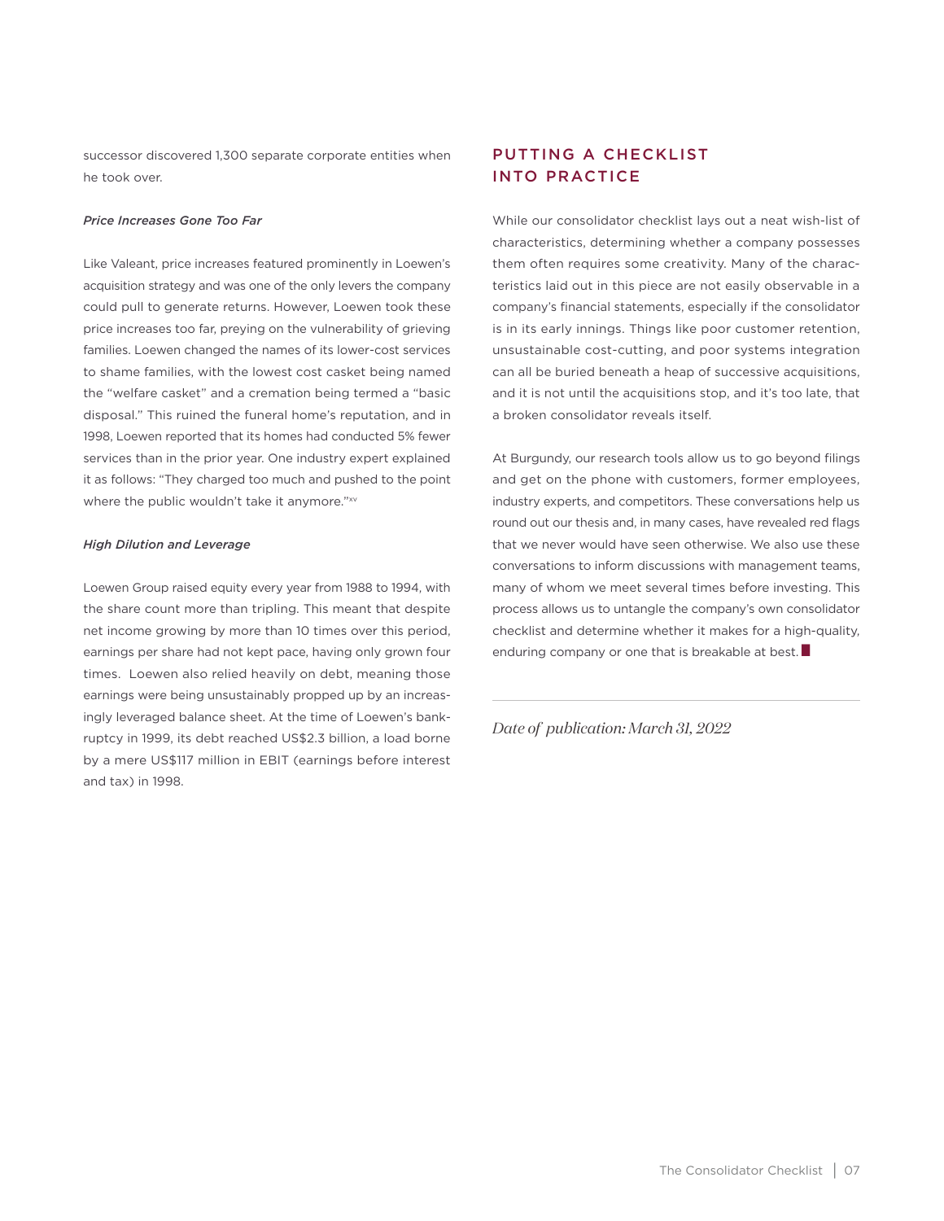successor discovered 1,300 separate corporate entities when he took over.

*Price Increases Gone Too Far*

Like Valeant, price increases featured prominently in Loewen's acquisition strategy and was one of the only levers the company could pull to generate returns. However, Loewen took these price increases too far, preying on the vulnerability of grieving families. Loewen changed the names of its lower-cost services to shame families, with the lowest cost casket being named the "welfare casket" and a cremation being termed a "basic disposal." This ruined the funeral home's reputation, and in 1998, Loewen reported that its homes had conducted 5% fewer services than in the prior year. One industry expert explained it as follows: "They charged too much and pushed to the point where the public wouldn't take it anymore."[xv]

*High Dilution and Leverage*

Loewen Group raised equity every year from 1988 to 1994, with the share count more than tripling. This meant that despite net income growing by more than 10 times over this period, earnings per share had not kept pace, having only grown four times. Loewen also relied heavily on debt, meaning those earnings were being unsustainably propped up by an increasingly leveraged balance sheet. At the time of Loewen's bankruptcy in 1999, its debt reached US$2.3 billion, a load borne by a mere US$117 million in EBIT (earnings before interest and tax) in 1998.

## PUTTING A CHECKLIST INTO PRACTICE

While our consolidator checklist lays out a neat wish-list of characteristics, determining whether a company possesses them often requires some creativity. Many of the characteristics laid out in this piece are not easily observable in a company's financial statements, especially if the consolidator is in its early innings. Things like poor customer retention, unsustainable cost-cutting, and poor systems integration can all be buried beneath a heap of successive acquisitions, and it is not until the acquisitions stop, and it's too late, that a broken consolidator reveals itself.

At Burgundy, our research tools allow us to go beyond filings and get on the phone with customers, former employees, industry experts, and competitors. These conversations help us round out our thesis and, in many cases, have revealed red flags that we never would have seen otherwise. We also use these conversations to inform discussions with management teams, many of whom we meet several times before investing. This process allows us to untangle the company's own consolidator checklist and determine whether it makes for a high-quality, enduring company or one that is breakable at best.

---

*Date of publication: March 31, 2022*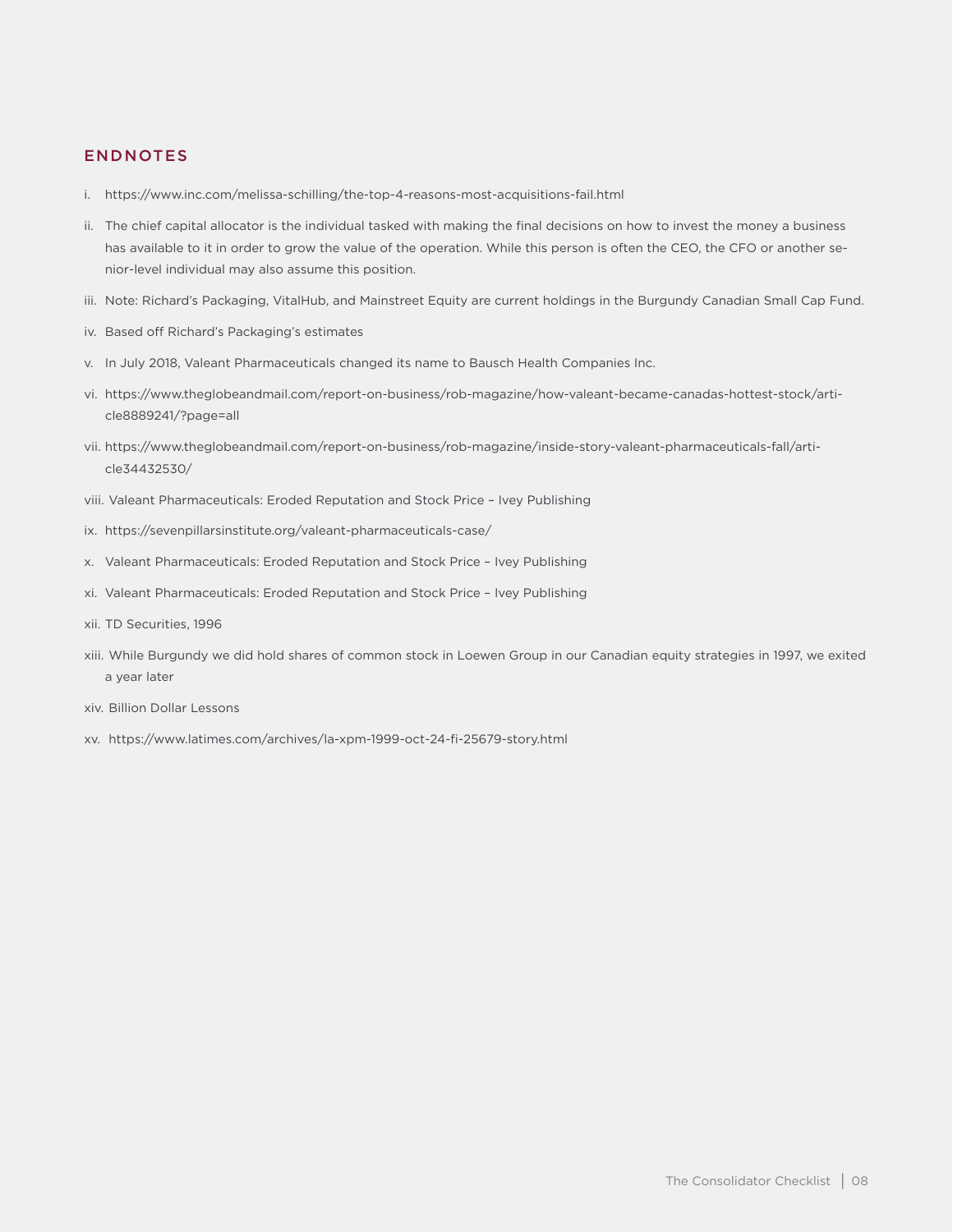## ENDNOTES

i. https://www.inc.com/melissa-schilling/the-top-4-reasons-most-acquisitions-fail.html

ii. The chief capital allocator is the individual tasked with making the final decisions on how to invest the money a business has available to it in order to grow the value of the operation. While this person is often the CEO, the CFO or another senior-level individual may also assume this position.

iii. Note: Richard's Packaging, VitalHub, and Mainstreet Equity are current holdings in the Burgundy Canadian Small Cap Fund.

iv. Based off Richard's Packaging's estimates

v. In July 2018, Valeant Pharmaceuticals changed its name to Bausch Health Companies Inc.

vi. https://www.theglobeandmail.com/report-on-business/rob-magazine/how-valeant-became-canadas-hottest-stock/article8889241/?page=all

vii. https://www.theglobeandmail.com/report-on-business/rob-magazine/inside-story-valeant-pharmaceuticals-fall/article34432530/

viii. Valeant Pharmaceuticals: Eroded Reputation and Stock Price – Ivey Publishing

ix. https://sevenpillarsinstitute.org/valeant-pharmaceuticals-case/

x. Valeant Pharmaceuticals: Eroded Reputation and Stock Price – Ivey Publishing

xi. Valeant Pharmaceuticals: Eroded Reputation and Stock Price – Ivey Publishing

xii. TD Securities, 1996

xiii. While Burgundy we did hold shares of common stock in Loewen Group in our Canadian equity strategies in 1997, we exited a year later

xiv. Billion Dollar Lessons

xv. https://www.latimes.com/archives/la-xpm-1999-oct-24-fi-25679-story.html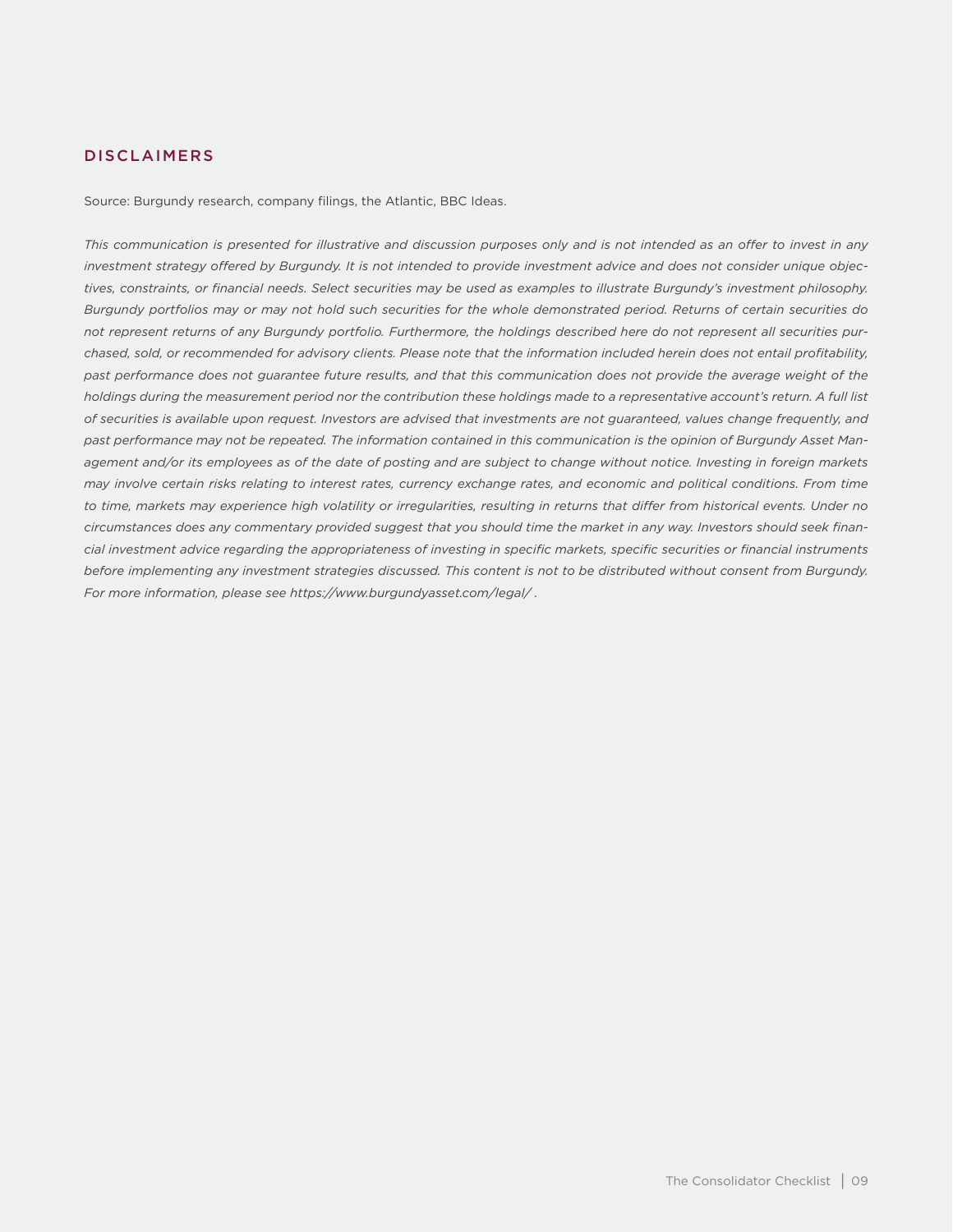## DISCLAIMERS

Source: Burgundy research, company filings, the Atlantic, BBC Ideas.

*This communication is presented for illustrative and discussion purposes only and is not intended as an offer to invest in any investment strategy offered by Burgundy. It is not intended to provide investment advice and does not consider unique objectives, constraints, or financial needs. Select securities may be used as examples to illustrate Burgundy's investment philosophy. Burgundy portfolios may or may not hold such securities for the whole demonstrated period. Returns of certain securities do not represent returns of any Burgundy portfolio. Furthermore, the holdings described here do not represent all securities purchased, sold, or recommended for advisory clients. Please note that the information included herein does not entail profitability, past performance does not guarantee future results, and that this communication does not provide the average weight of the holdings during the measurement period nor the contribution these holdings made to a representative account's return. A full list of securities is available upon request. Investors are advised that investments are not guaranteed, values change frequently, and past performance may not be repeated. The information contained in this communication is the opinion of Burgundy Asset Management and/or its employees as of the date of posting and are subject to change without notice. Investing in foreign markets may involve certain risks relating to interest rates, currency exchange rates, and economic and political conditions. From time to time, markets may experience high volatility or irregularities, resulting in returns that differ from historical events. Under no circumstances does any commentary provided suggest that you should time the market in any way. Investors should seek financial investment advice regarding the appropriateness of investing in specific markets, specific securities or financial instruments before implementing any investment strategies discussed. This content is not to be distributed without consent from Burgundy. For more information, please see https://www.burgundyasset.com/legal/ .*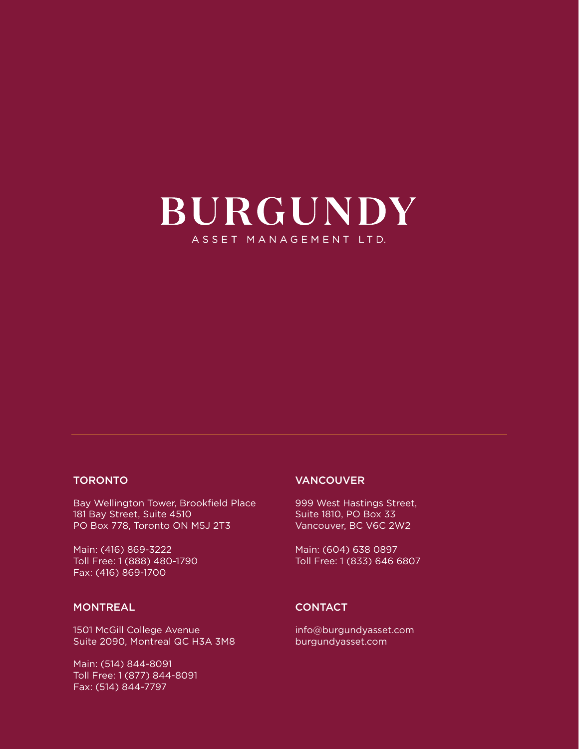# BURGUNDY

ASSET MANAGEMENT LTD.

---

## TORONTO

Bay Wellington Tower, Brookfield Place
181 Bay Street, Suite 4510
PO Box 778, Toronto ON M5J 2T3

Main: (416) 869-3222
Toll Free: 1 (888) 480-1790
Fax: (416) 869-1700

## MONTREAL

1501 McGill College Avenue
Suite 2090, Montreal QC H3A 3M8

Main: (514) 844-8091
Toll Free: 1 (877) 844-8091
Fax: (514) 844-7797

## VANCOUVER

999 West Hastings Street,
Suite 1810, PO Box 33
Vancouver, BC V6C 2W2

Main: (604) 638 0897
Toll Free: 1 (833) 646 6807

## CONTACT

info@burgundyasset.com
burgundyasset.com